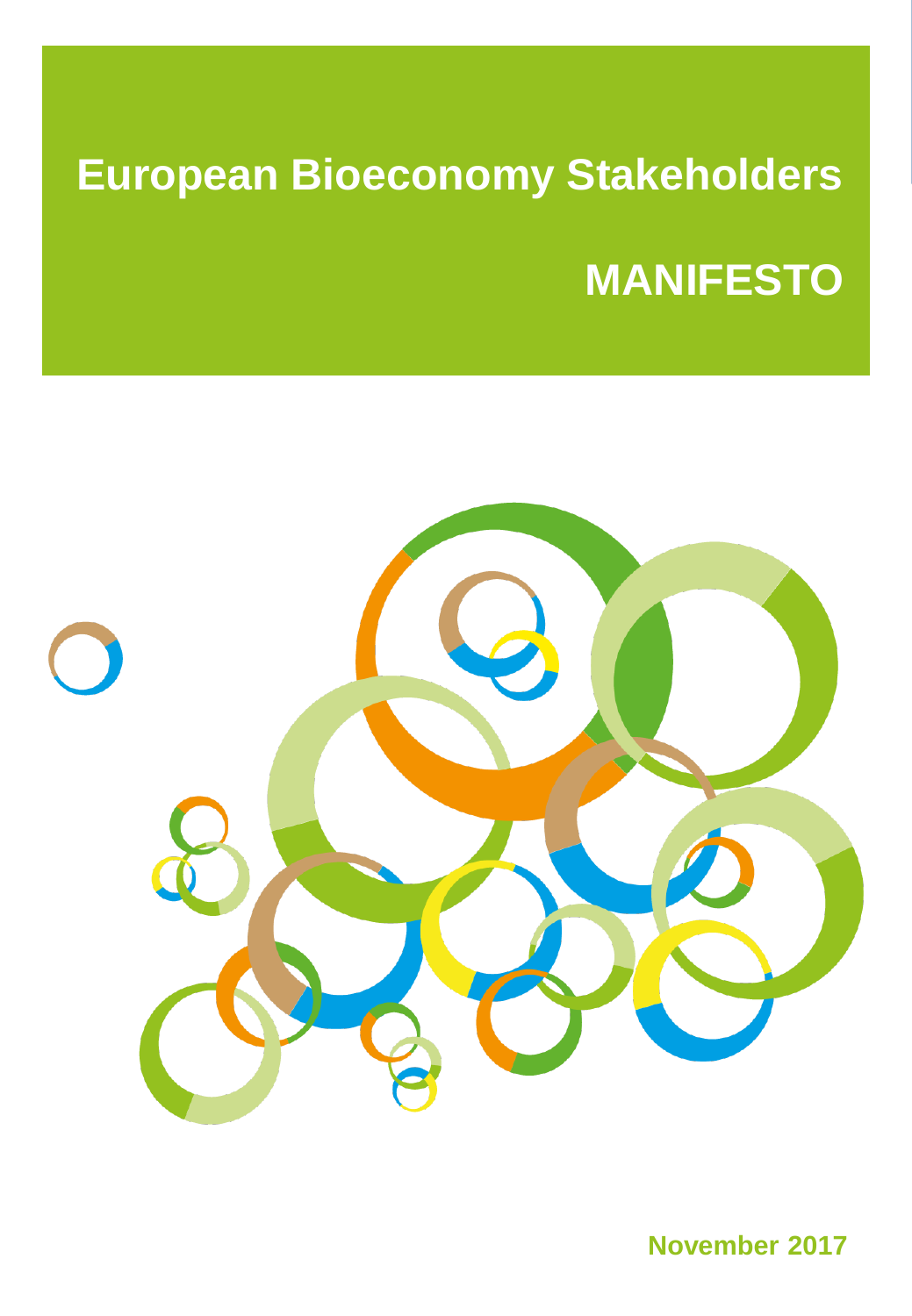# European Bioeconomy Stakeholders

# MANIFESTO

November 2017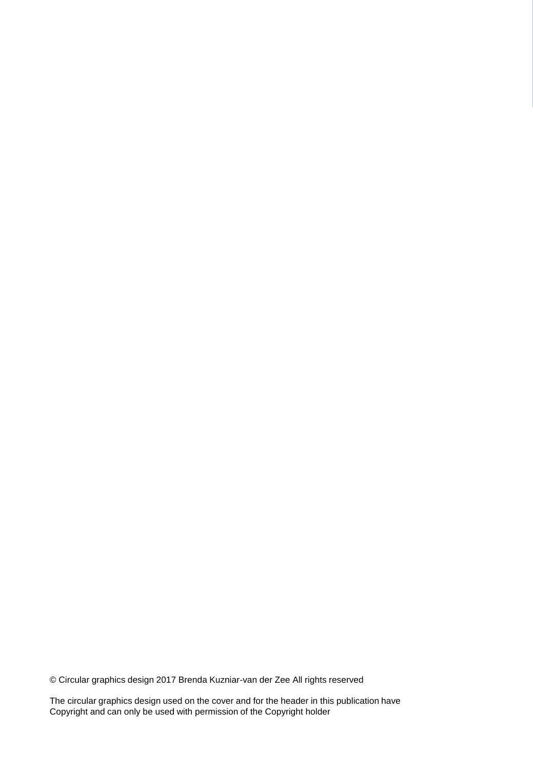© Circular graphics design 2017 Brenda Kuzniar-van der Zee All rights reserved

The circular graphics design used on the cover and for the header in this publication have Copyright and can only be used with permission of the Copyright holder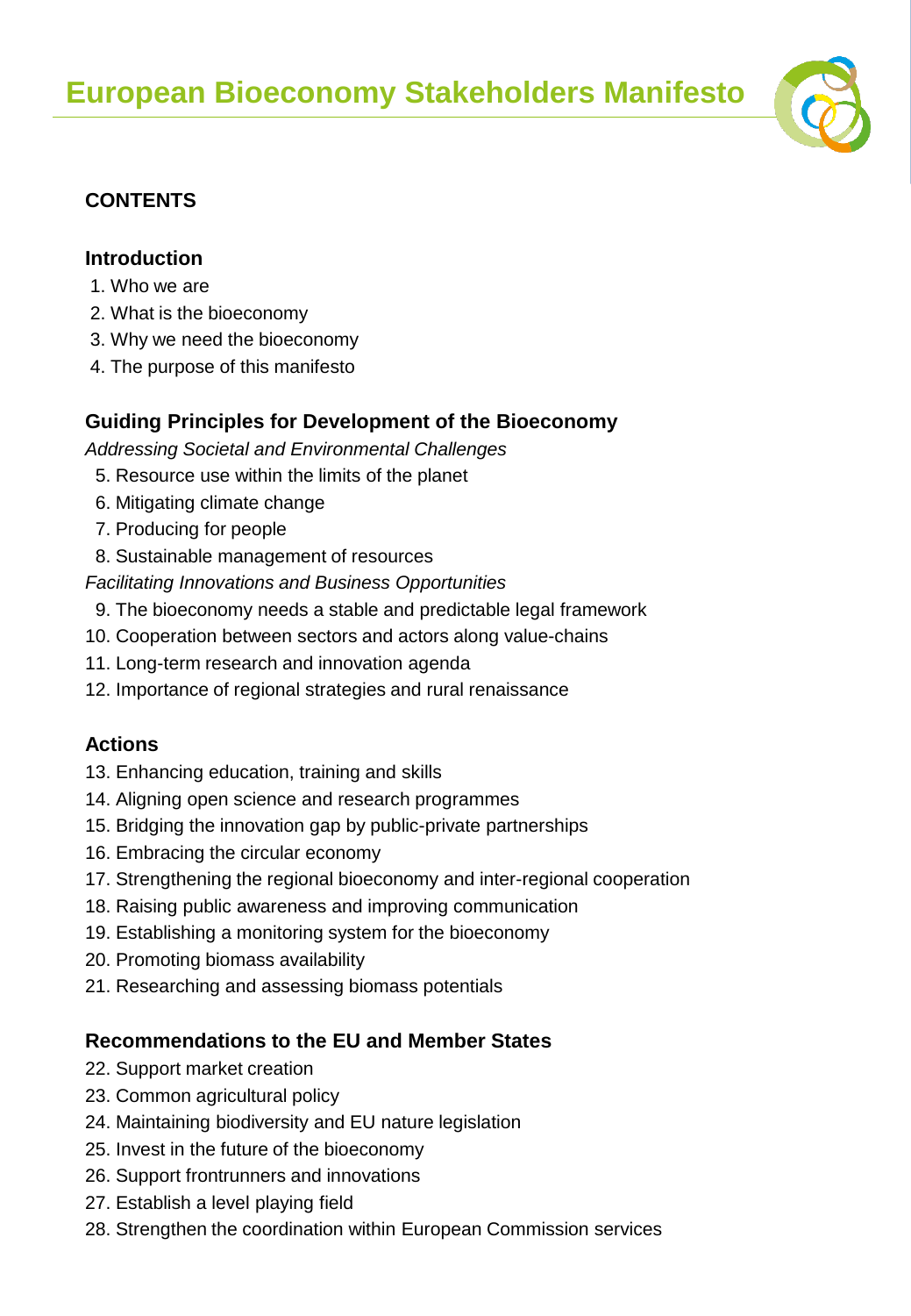# European Bioeconomy Stakeholders Manifesto

## CONTENTS

### Introduction

1. Who we are
2. What is the bioeconomy
3. Why we need the bioeconomy
4. The purpose of this manifesto

### Guiding Principles for Development of the Bioeconomy

*Addressing Societal and Environmental Challenges*

5. Resource use within the limits of the planet
6. Mitigating climate change
7. Producing for people
8. Sustainable management of resources

*Facilitating Innovations and Business Opportunities*

9. The bioeconomy needs a stable and predictable legal framework
10. Cooperation between sectors and actors along value-chains
11. Long-term research and innovation agenda
12. Importance of regional strategies and rural renaissance

### Actions

13. Enhancing education, training and skills
14. Aligning open science and research programmes
15. Bridging the innovation gap by public-private partnerships
16. Embracing the circular economy
17. Strengthening the regional bioeconomy and inter-regional cooperation
18. Raising public awareness and improving communication
19. Establishing a monitoring system for the bioeconomy
20. Promoting biomass availability
21. Researching and assessing biomass potentials

### Recommendations to the EU and Member States

22. Support market creation
23. Common agricultural policy
24. Maintaining biodiversity and EU nature legislation
25. Invest in the future of the bioeconomy
26. Support frontrunners and innovations
27. Establish a level playing field
28. Strengthen the coordination within European Commission services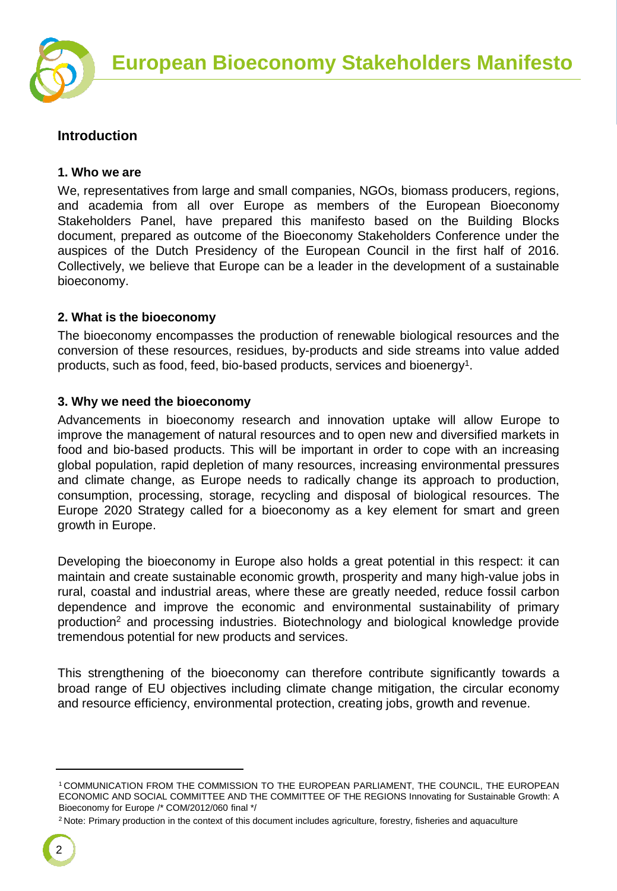## Introduction

### 1. Who we are

We, representatives from large and small companies, NGOs, biomass producers, regions, and academia from all over Europe as members of the European Bioeconomy Stakeholders Panel, have prepared this manifesto based on the Building Blocks document, prepared as outcome of the Bioeconomy Stakeholders Conference under the auspices of the Dutch Presidency of the European Council in the first half of 2016. Collectively, we believe that Europe can be a leader in the development of a sustainable bioeconomy.

### 2. What is the bioeconomy

The bioeconomy encompasses the production of renewable biological resources and the conversion of these resources, residues, by-products and side streams into value added products, such as food, feed, bio-based products, services and bioenergy[1].

### 3. Why we need the bioeconomy

Advancements in bioeconomy research and innovation uptake will allow Europe to improve the management of natural resources and to open new and diversified markets in food and bio-based products. This will be important in order to cope with an increasing global population, rapid depletion of many resources, increasing environmental pressures and climate change, as Europe needs to radically change its approach to production, consumption, processing, storage, recycling and disposal of biological resources. The Europe 2020 Strategy called for a bioeconomy as a key element for smart and green growth in Europe.

Developing the bioeconomy in Europe also holds a great potential in this respect: it can maintain and create sustainable economic growth, prosperity and many high-value jobs in rural, coastal and industrial areas, where these are greatly needed, reduce fossil carbon dependence and improve the economic and environmental sustainability of primary production[2] and processing industries. Biotechnology and biological knowledge provide tremendous potential for new products and services.

This strengthening of the bioeconomy can therefore contribute significantly towards a broad range of EU objectives including climate change mitigation, the circular economy and resource efficiency, environmental protection, creating jobs, growth and revenue.

---

[1] COMMUNICATION FROM THE COMMISSION TO THE EUROPEAN PARLIAMENT, THE COUNCIL, THE EUROPEAN ECONOMIC AND SOCIAL COMMITTEE AND THE COMMITTEE OF THE REGIONS Innovating for Sustainable Growth: A Bioeconomy for Europe /* COM/2012/060 final */

[2] Note: Primary production in the context of this document includes agriculture, forestry, fisheries and aquaculture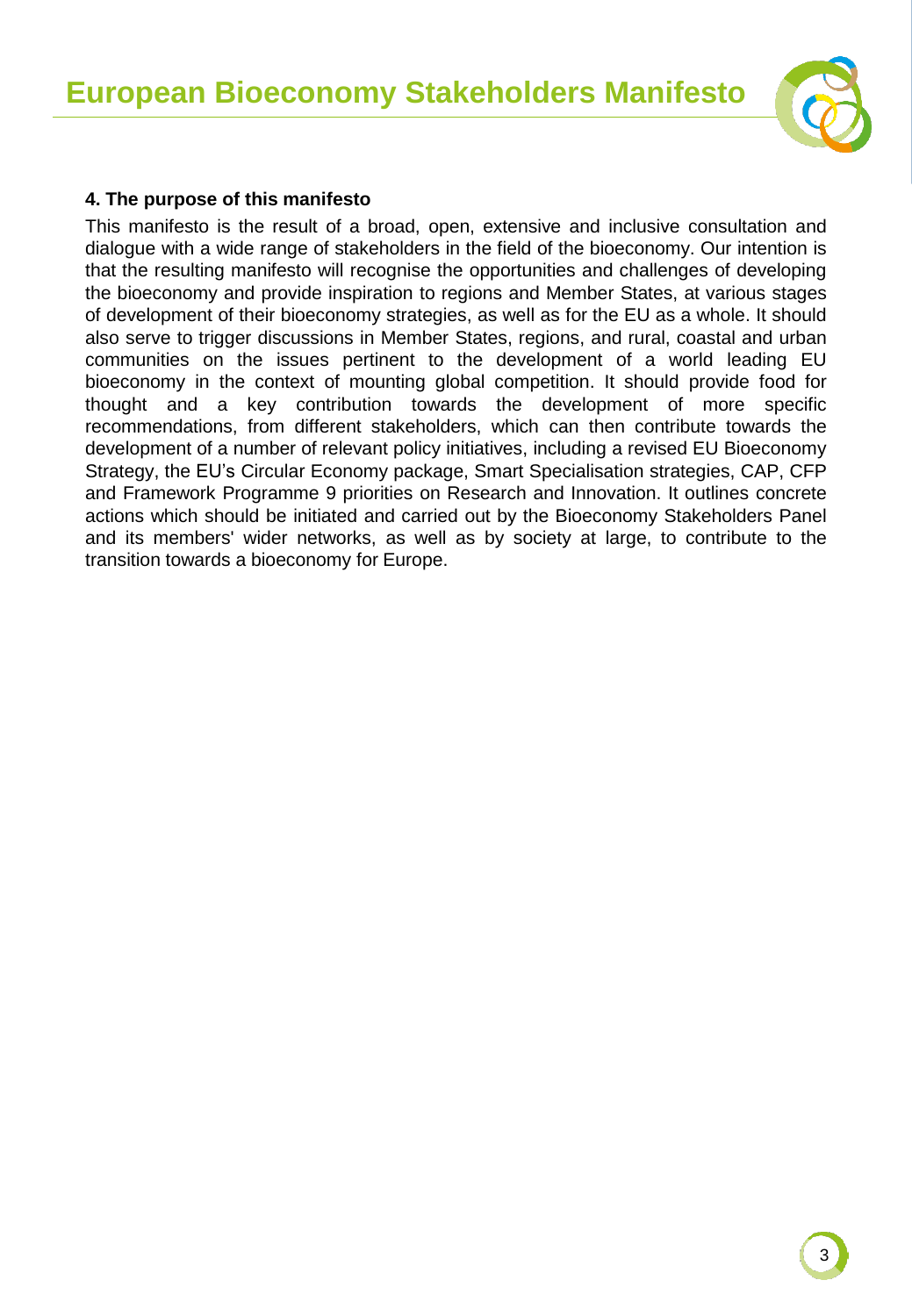## 4. The purpose of this manifesto

This manifesto is the result of a broad, open, extensive and inclusive consultation and dialogue with a wide range of stakeholders in the field of the bioeconomy. Our intention is that the resulting manifesto will recognise the opportunities and challenges of developing the bioeconomy and provide inspiration to regions and Member States, at various stages of development of their bioeconomy strategies, as well as for the EU as a whole. It should also serve to trigger discussions in Member States, regions, and rural, coastal and urban communities on the issues pertinent to the development of a world leading EU bioeconomy in the context of mounting global competition. It should provide food for thought and a key contribution towards the development of more specific recommendations, from different stakeholders, which can then contribute towards the development of a number of relevant policy initiatives, including a revised EU Bioeconomy Strategy, the EU's Circular Economy package, Smart Specialisation strategies, CAP, CFP and Framework Programme 9 priorities on Research and Innovation. It outlines concrete actions which should be initiated and carried out by the Bioeconomy Stakeholders Panel and its members' wider networks, as well as by society at large, to contribute to the transition towards a bioeconomy for Europe.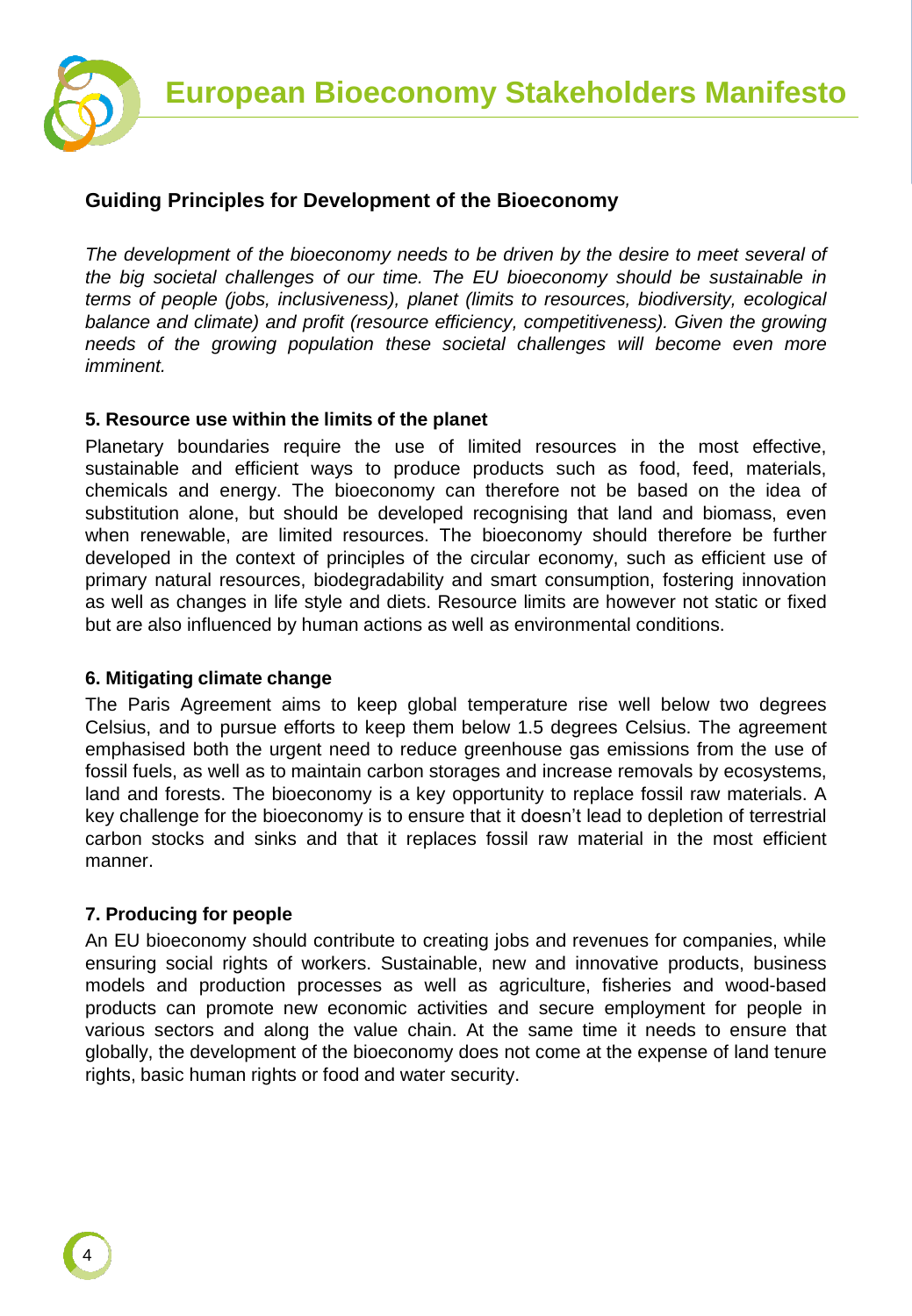## Guiding Principles for Development of the Bioeconomy

*The development of the bioeconomy needs to be driven by the desire to meet several of the big societal challenges of our time. The EU bioeconomy should be sustainable in terms of people (jobs, inclusiveness), planet (limits to resources, biodiversity, ecological balance and climate) and profit (resource efficiency, competitiveness). Given the growing needs of the growing population these societal challenges will become even more imminent.*

### 5. Resource use within the limits of the planet

Planetary boundaries require the use of limited resources in the most effective, sustainable and efficient ways to produce products such as food, feed, materials, chemicals and energy. The bioeconomy can therefore not be based on the idea of substitution alone, but should be developed recognising that land and biomass, even when renewable, are limited resources. The bioeconomy should therefore be further developed in the context of principles of the circular economy, such as efficient use of primary natural resources, biodegradability and smart consumption, fostering innovation as well as changes in life style and diets. Resource limits are however not static or fixed but are also influenced by human actions as well as environmental conditions.

### 6. Mitigating climate change

The Paris Agreement aims to keep global temperature rise well below two degrees Celsius, and to pursue efforts to keep them below 1.5 degrees Celsius. The agreement emphasised both the urgent need to reduce greenhouse gas emissions from the use of fossil fuels, as well as to maintain carbon storages and increase removals by ecosystems, land and forests. The bioeconomy is a key opportunity to replace fossil raw materials. A key challenge for the bioeconomy is to ensure that it doesn't lead to depletion of terrestrial carbon stocks and sinks and that it replaces fossil raw material in the most efficient manner.

### 7. Producing for people

An EU bioeconomy should contribute to creating jobs and revenues for companies, while ensuring social rights of workers. Sustainable, new and innovative products, business models and production processes as well as agriculture, fisheries and wood-based products can promote new economic activities and secure employment for people in various sectors and along the value chain. At the same time it needs to ensure that globally, the development of the bioeconomy does not come at the expense of land tenure rights, basic human rights or food and water security.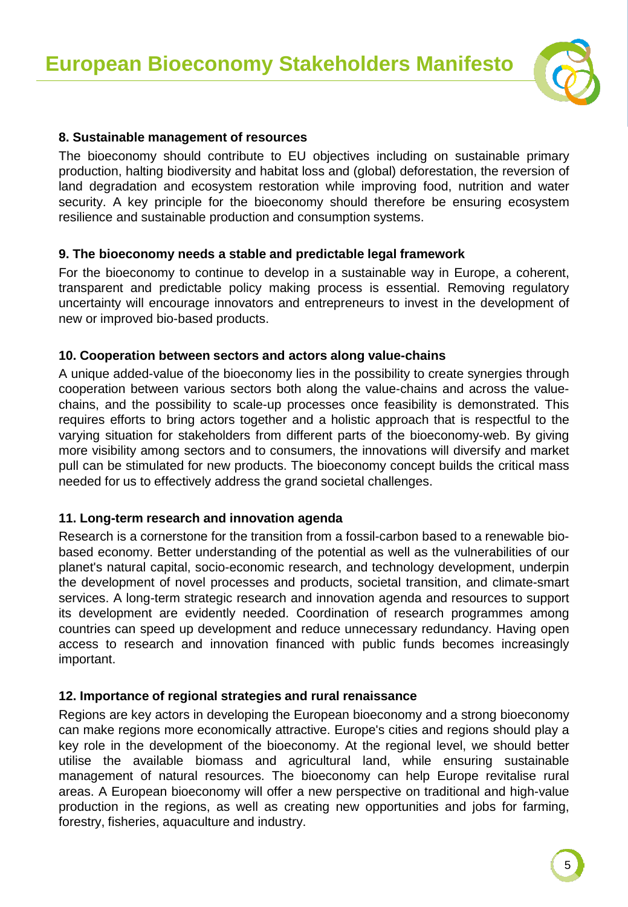### 8. Sustainable management of resources

The bioeconomy should contribute to EU objectives including on sustainable primary production, halting biodiversity and habitat loss and (global) deforestation, the reversion of land degradation and ecosystem restoration while improving food, nutrition and water security. A key principle for the bioeconomy should therefore be ensuring ecosystem resilience and sustainable production and consumption systems.

### 9. The bioeconomy needs a stable and predictable legal framework

For the bioeconomy to continue to develop in a sustainable way in Europe, a coherent, transparent and predictable policy making process is essential. Removing regulatory uncertainty will encourage innovators and entrepreneurs to invest in the development of new or improved bio-based products.

### 10. Cooperation between sectors and actors along value-chains

A unique added-value of the bioeconomy lies in the possibility to create synergies through cooperation between various sectors both along the value-chains and across the value-chains, and the possibility to scale-up processes once feasibility is demonstrated. This requires efforts to bring actors together and a holistic approach that is respectful to the varying situation for stakeholders from different parts of the bioeconomy-web. By giving more visibility among sectors and to consumers, the innovations will diversify and market pull can be stimulated for new products. The bioeconomy concept builds the critical mass needed for us to effectively address the grand societal challenges.

### 11. Long-term research and innovation agenda

Research is a cornerstone for the transition from a fossil-carbon based to a renewable bio-based economy. Better understanding of the potential as well as the vulnerabilities of our planet's natural capital, socio-economic research, and technology development, underpin the development of novel processes and products, societal transition, and climate-smart services. A long-term strategic research and innovation agenda and resources to support its development are evidently needed. Coordination of research programmes among countries can speed up development and reduce unnecessary redundancy. Having open access to research and innovation financed with public funds becomes increasingly important.

### 12. Importance of regional strategies and rural renaissance

Regions are key actors in developing the European bioeconomy and a strong bioeconomy can make regions more economically attractive. Europe's cities and regions should play a key role in the development of the bioeconomy. At the regional level, we should better utilise the available biomass and agricultural land, while ensuring sustainable management of natural resources. The bioeconomy can help Europe revitalise rural areas. A European bioeconomy will offer a new perspective on traditional and high-value production in the regions, as well as creating new opportunities and jobs for farming, forestry, fisheries, aquaculture and industry.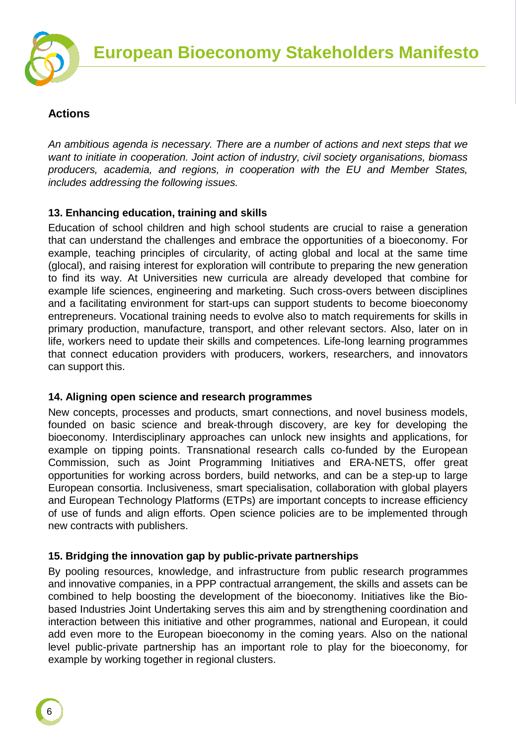## Actions

*An ambitious agenda is necessary. There are a number of actions and next steps that we want to initiate in cooperation. Joint action of industry, civil society organisations, biomass producers, academia, and regions, in cooperation with the EU and Member States, includes addressing the following issues.*

### 13. Enhancing education, training and skills

Education of school children and high school students are crucial to raise a generation that can understand the challenges and embrace the opportunities of a bioeconomy. For example, teaching principles of circularity, of acting global and local at the same time (glocal), and raising interest for exploration will contribute to preparing the new generation to find its way. At Universities new curricula are already developed that combine for example life sciences, engineering and marketing. Such cross-overs between disciplines and a facilitating environment for start-ups can support students to become bioeconomy entrepreneurs. Vocational training needs to evolve also to match requirements for skills in primary production, manufacture, transport, and other relevant sectors. Also, later on in life, workers need to update their skills and competences. Life-long learning programmes that connect education providers with producers, workers, researchers, and innovators can support this.

### 14. Aligning open science and research programmes

New concepts, processes and products, smart connections, and novel business models, founded on basic science and break-through discovery, are key for developing the bioeconomy. Interdisciplinary approaches can unlock new insights and applications, for example on tipping points. Transnational research calls co-funded by the European Commission, such as Joint Programming Initiatives and ERA-NETS, offer great opportunities for working across borders, build networks, and can be a step-up to large European consortia. Inclusiveness, smart specialisation, collaboration with global players and European Technology Platforms (ETPs) are important concepts to increase efficiency of use of funds and align efforts. Open science policies are to be implemented through new contracts with publishers.

### 15. Bridging the innovation gap by public-private partnerships

By pooling resources, knowledge, and infrastructure from public research programmes and innovative companies, in a PPP contractual arrangement, the skills and assets can be combined to help boosting the development of the bioeconomy. Initiatives like the Bio-based Industries Joint Undertaking serves this aim and by strengthening coordination and interaction between this initiative and other programmes, national and European, it could add even more to the European bioeconomy in the coming years. Also on the national level public-private partnership has an important role to play for the bioeconomy, for example by working together in regional clusters.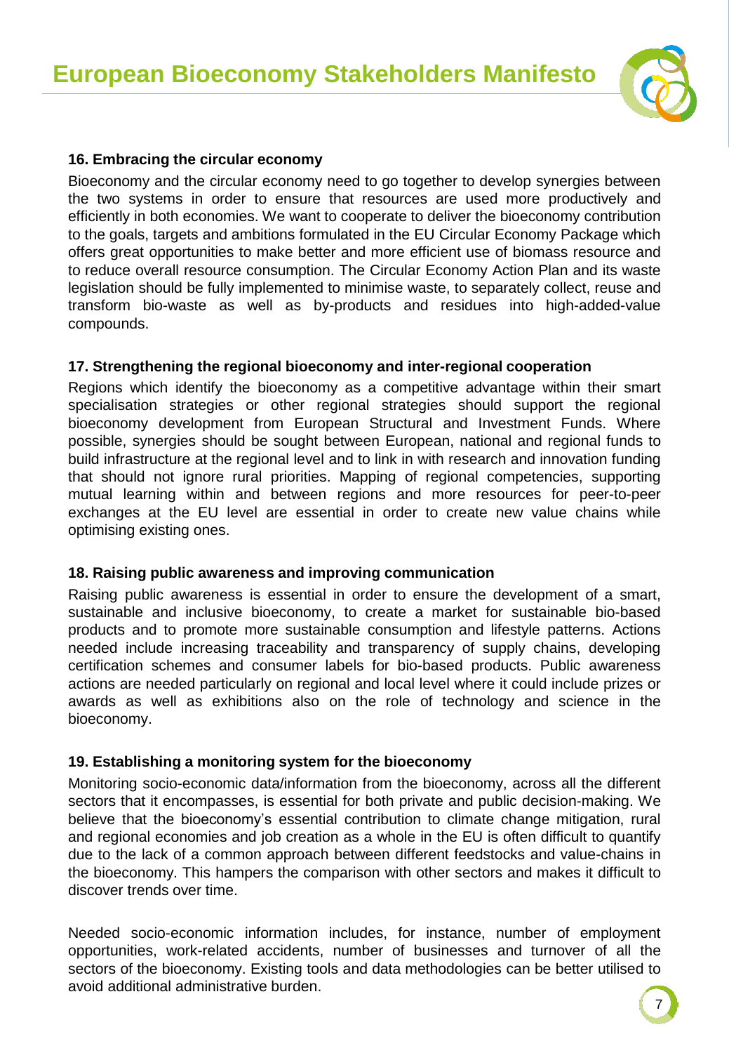### 16. Embracing the circular economy

Bioeconomy and the circular economy need to go together to develop synergies between the two systems in order to ensure that resources are used more productively and efficiently in both economies. We want to cooperate to deliver the bioeconomy contribution to the goals, targets and ambitions formulated in the EU Circular Economy Package which offers great opportunities to make better and more efficient use of biomass resource and to reduce overall resource consumption. The Circular Economy Action Plan and its waste legislation should be fully implemented to minimise waste, to separately collect, reuse and transform bio-waste as well as by-products and residues into high-added-value compounds.

### 17. Strengthening the regional bioeconomy and inter-regional cooperation

Regions which identify the bioeconomy as a competitive advantage within their smart specialisation strategies or other regional strategies should support the regional bioeconomy development from European Structural and Investment Funds. Where possible, synergies should be sought between European, national and regional funds to build infrastructure at the regional level and to link in with research and innovation funding that should not ignore rural priorities. Mapping of regional competencies, supporting mutual learning within and between regions and more resources for peer-to-peer exchanges at the EU level are essential in order to create new value chains while optimising existing ones.

### 18. Raising public awareness and improving communication

Raising public awareness is essential in order to ensure the development of a smart, sustainable and inclusive bioeconomy, to create a market for sustainable bio-based products and to promote more sustainable consumption and lifestyle patterns. Actions needed include increasing traceability and transparency of supply chains, developing certification schemes and consumer labels for bio-based products. Public awareness actions are needed particularly on regional and local level where it could include prizes or awards as well as exhibitions also on the role of technology and science in the bioeconomy.

### 19. Establishing a monitoring system for the bioeconomy

Monitoring socio-economic data/information from the bioeconomy, across all the different sectors that it encompasses, is essential for both private and public decision-making. We believe that the bioeconomy's essential contribution to climate change mitigation, rural and regional economies and job creation as a whole in the EU is often difficult to quantify due to the lack of a common approach between different feedstocks and value-chains in the bioeconomy. This hampers the comparison with other sectors and makes it difficult to discover trends over time.

Needed socio-economic information includes, for instance, number of employment opportunities, work-related accidents, number of businesses and turnover of all the sectors of the bioeconomy. Existing tools and data methodologies can be better utilised to avoid additional administrative burden.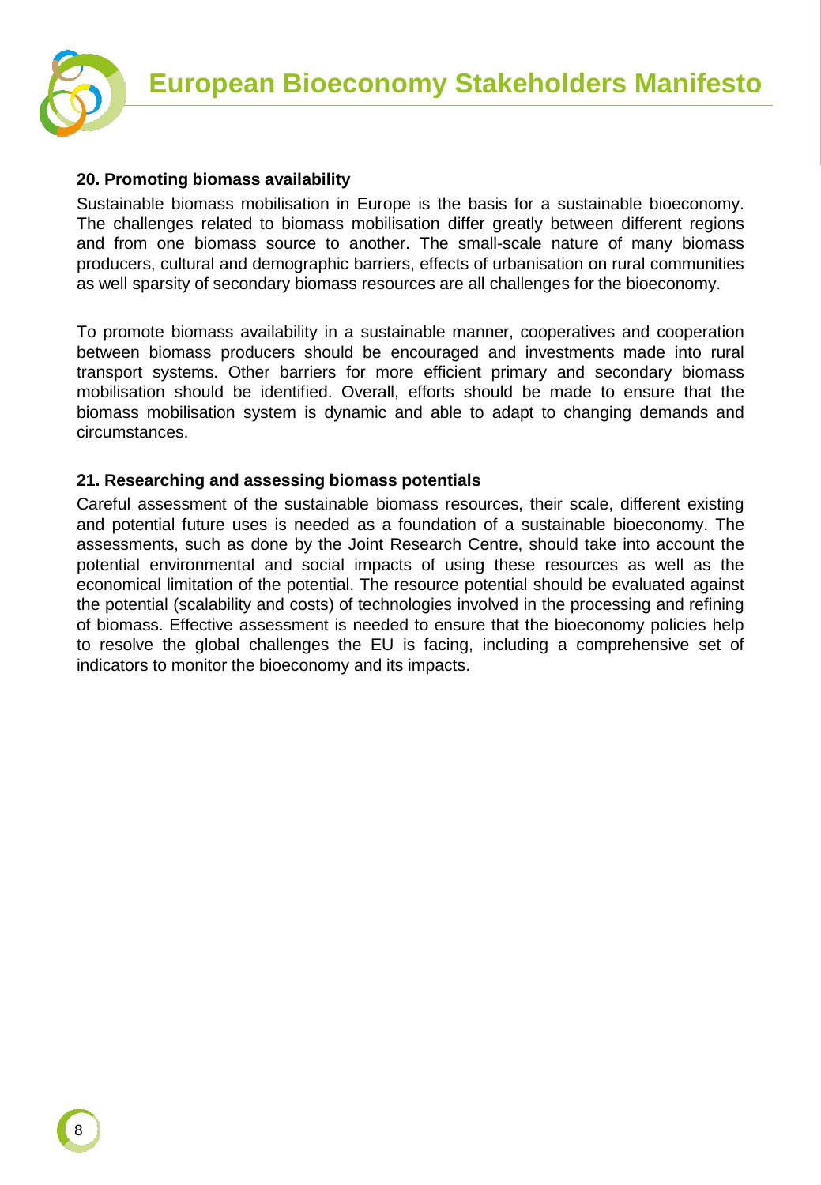### 20. Promoting biomass availability

Sustainable biomass mobilisation in Europe is the basis for a sustainable bioeconomy. The challenges related to biomass mobilisation differ greatly between different regions and from one biomass source to another. The small-scale nature of many biomass producers, cultural and demographic barriers, effects of urbanisation on rural communities as well sparsity of secondary biomass resources are all challenges for the bioeconomy.

To promote biomass availability in a sustainable manner, cooperatives and cooperation between biomass producers should be encouraged and investments made into rural transport systems. Other barriers for more efficient primary and secondary biomass mobilisation should be identified. Overall, efforts should be made to ensure that the biomass mobilisation system is dynamic and able to adapt to changing demands and circumstances.

### 21. Researching and assessing biomass potentials

Careful assessment of the sustainable biomass resources, their scale, different existing and potential future uses is needed as a foundation of a sustainable bioeconomy. The assessments, such as done by the Joint Research Centre, should take into account the potential environmental and social impacts of using these resources as well as the economical limitation of the potential. The resource potential should be evaluated against the potential (scalability and costs) of technologies involved in the processing and refining of biomass. Effective assessment is needed to ensure that the bioeconomy policies help to resolve the global challenges the EU is facing, including a comprehensive set of indicators to monitor the bioeconomy and its impacts.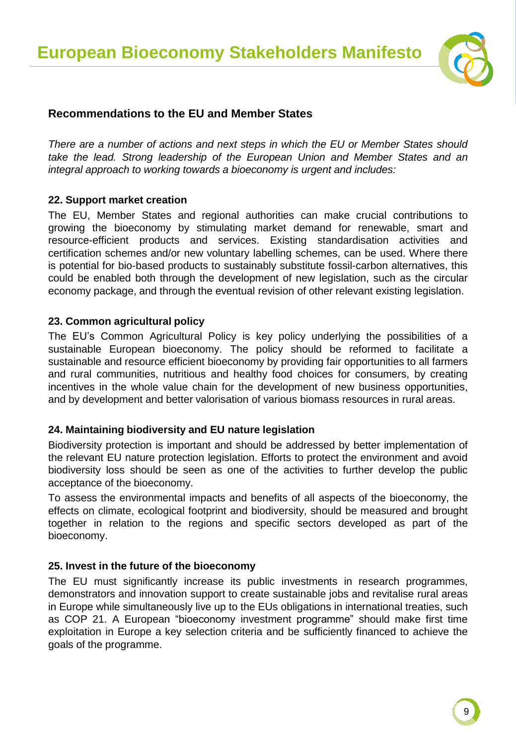## Recommendations to the EU and Member States

*There are a number of actions and next steps in which the EU or Member States should take the lead. Strong leadership of the European Union and Member States and an integral approach to working towards a bioeconomy is urgent and includes:*

### 22. Support market creation

The EU, Member States and regional authorities can make crucial contributions to growing the bioeconomy by stimulating market demand for renewable, smart and resource-efficient products and services. Existing standardisation activities and certification schemes and/or new voluntary labelling schemes, can be used. Where there is potential for bio-based products to sustainably substitute fossil-carbon alternatives, this could be enabled both through the development of new legislation, such as the circular economy package, and through the eventual revision of other relevant existing legislation.

### 23. Common agricultural policy

The EU's Common Agricultural Policy is key policy underlying the possibilities of a sustainable European bioeconomy. The policy should be reformed to facilitate a sustainable and resource efficient bioeconomy by providing fair opportunities to all farmers and rural communities, nutritious and healthy food choices for consumers, by creating incentives in the whole value chain for the development of new business opportunities, and by development and better valorisation of various biomass resources in rural areas.

### 24. Maintaining biodiversity and EU nature legislation

Biodiversity protection is important and should be addressed by better implementation of the relevant EU nature protection legislation. Efforts to protect the environment and avoid biodiversity loss should be seen as one of the activities to further develop the public acceptance of the bioeconomy.

To assess the environmental impacts and benefits of all aspects of the bioeconomy, the effects on climate, ecological footprint and biodiversity, should be measured and brought together in relation to the regions and specific sectors developed as part of the bioeconomy.

### 25. Invest in the future of the bioeconomy

The EU must significantly increase its public investments in research programmes, demonstrators and innovation support to create sustainable jobs and revitalise rural areas in Europe while simultaneously live up to the EUs obligations in international treaties, such as COP 21. A European "bioeconomy investment programme" should make first time exploitation in Europe a key selection criteria and be sufficiently financed to achieve the goals of the programme.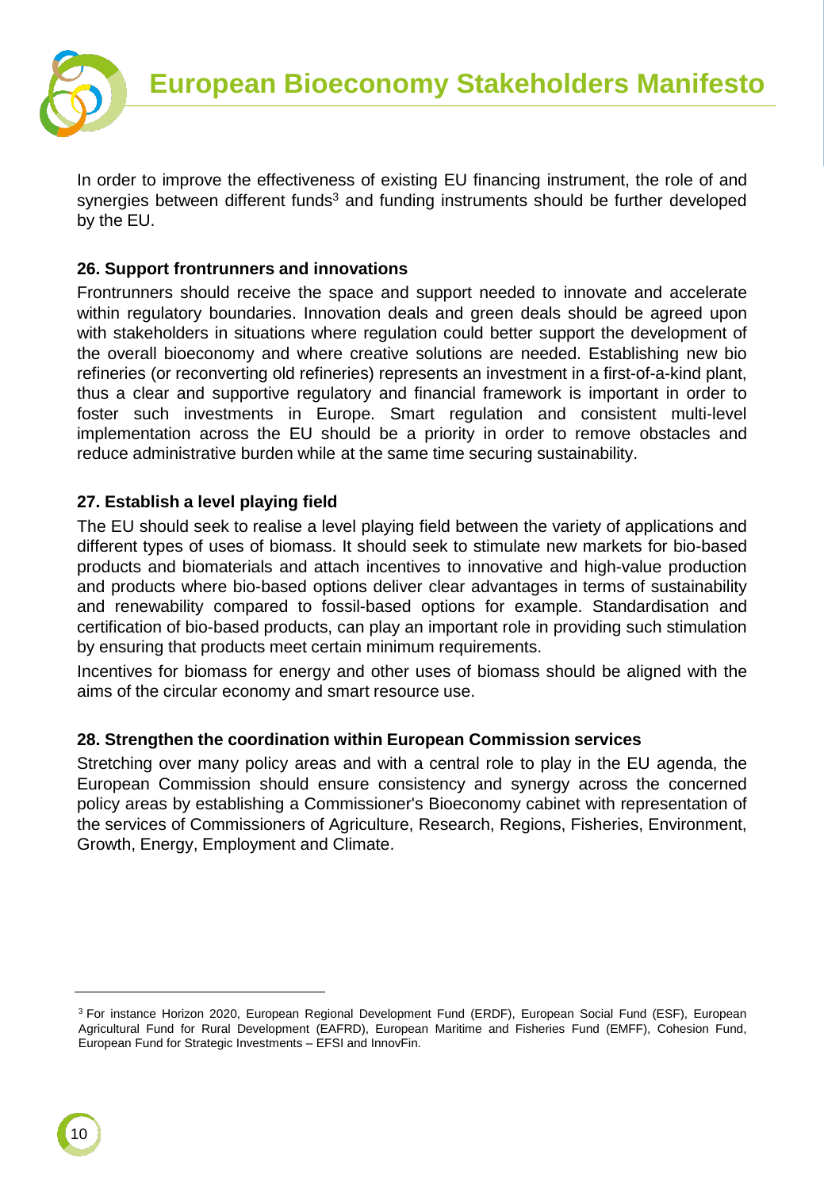In order to improve the effectiveness of existing EU financing instrument, the role of and synergies between different funds[3] and funding instruments should be further developed by the EU.

### 26. Support frontrunners and innovations

Frontrunners should receive the space and support needed to innovate and accelerate within regulatory boundaries. Innovation deals and green deals should be agreed upon with stakeholders in situations where regulation could better support the development of the overall bioeconomy and where creative solutions are needed. Establishing new bio refineries (or reconverting old refineries) represents an investment in a first-of-a-kind plant, thus a clear and supportive regulatory and financial framework is important in order to foster such investments in Europe. Smart regulation and consistent multi-level implementation across the EU should be a priority in order to remove obstacles and reduce administrative burden while at the same time securing sustainability.

### 27. Establish a level playing field

The EU should seek to realise a level playing field between the variety of applications and different types of uses of biomass. It should seek to stimulate new markets for bio-based products and biomaterials and attach incentives to innovative and high-value production and products where bio-based options deliver clear advantages in terms of sustainability and renewability compared to fossil-based options for example. Standardisation and certification of bio-based products, can play an important role in providing such stimulation by ensuring that products meet certain minimum requirements.

Incentives for biomass for energy and other uses of biomass should be aligned with the aims of the circular economy and smart resource use.

### 28. Strengthen the coordination within European Commission services

Stretching over many policy areas and with a central role to play in the EU agenda, the European Commission should ensure consistency and synergy across the concerned policy areas by establishing a Commissioner's Bioeconomy cabinet with representation of the services of Commissioners of Agriculture, Research, Regions, Fisheries, Environment, Growth, Energy, Employment and Climate.

---

[3] For instance Horizon 2020, European Regional Development Fund (ERDF), European Social Fund (ESF), European Agricultural Fund for Rural Development (EAFRD), European Maritime and Fisheries Fund (EMFF), Cohesion Fund, European Fund for Strategic Investments – EFSI and InnovFin.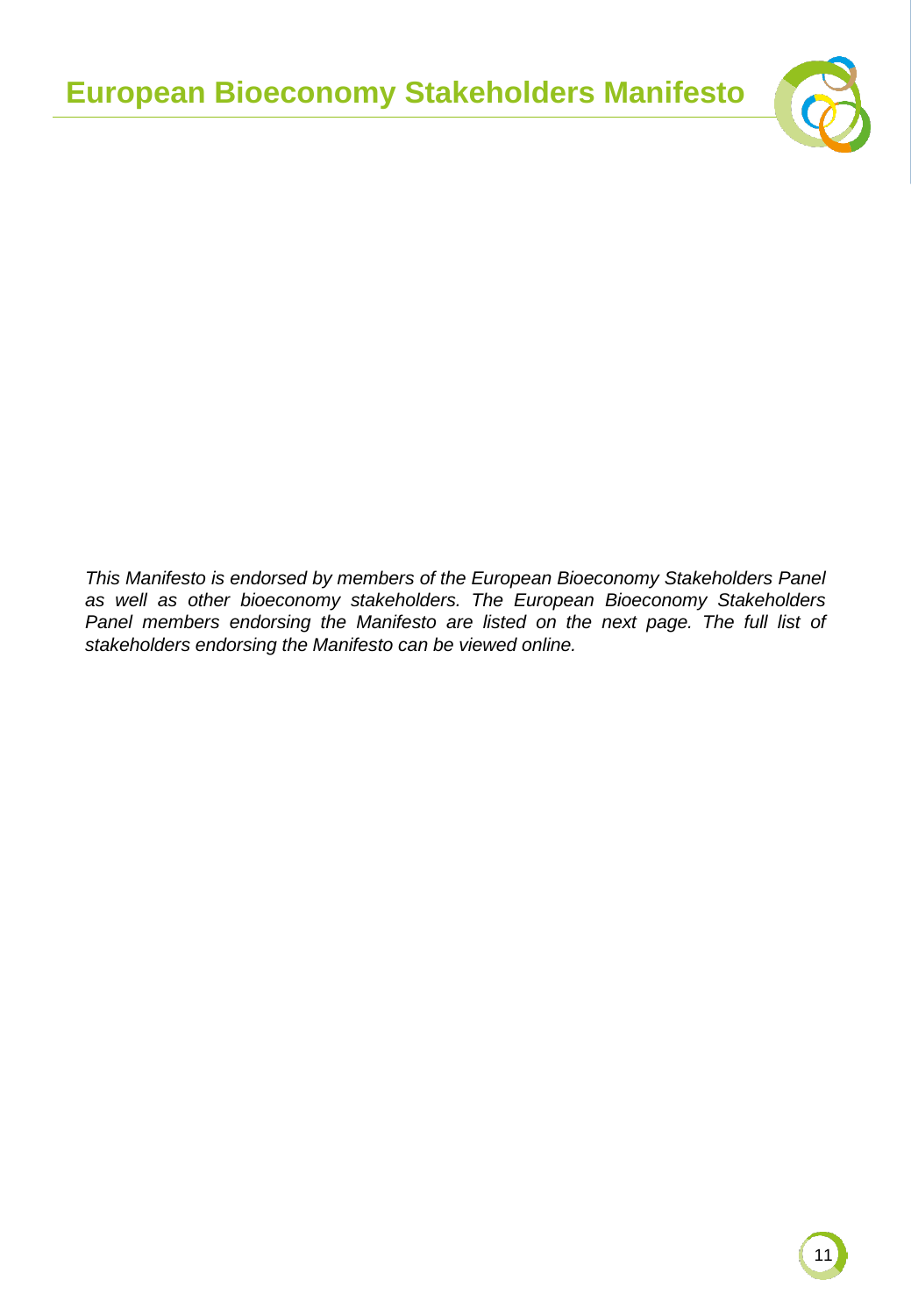*This Manifesto is endorsed by members of the European Bioeconomy Stakeholders Panel as well as other bioeconomy stakeholders. The European Bioeconomy Stakeholders Panel members endorsing the Manifesto are listed on the next page. The full list of stakeholders endorsing the Manifesto can be viewed online.*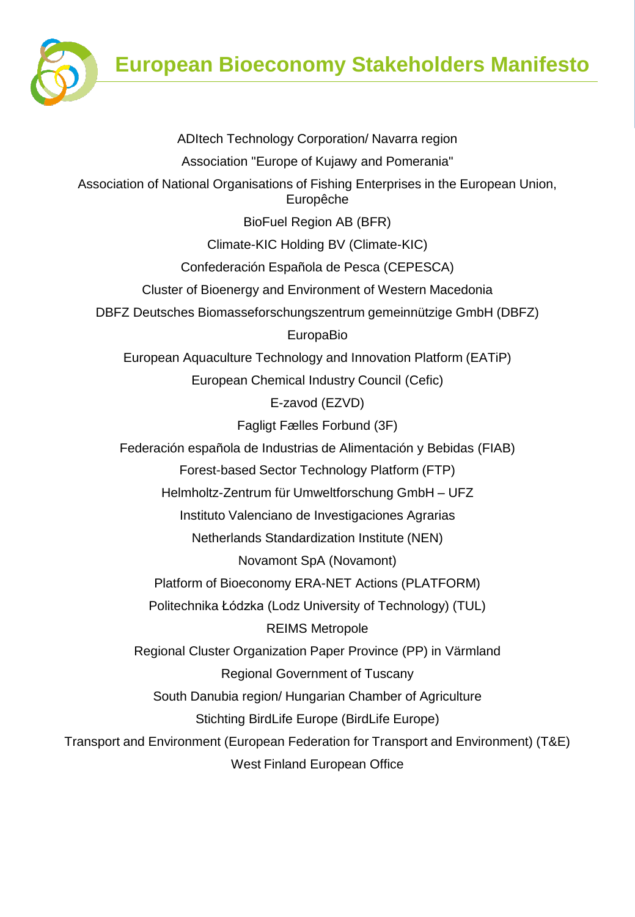ADItech Technology Corporation/ Navarra region

Association "Europe of Kujawy and Pomerania"

Association of National Organisations of Fishing Enterprises in the European Union, Europêche

BioFuel Region AB (BFR)

Climate-KIC Holding BV (Climate-KIC)

Confederación Española de Pesca (CEPESCA)

Cluster of Bioenergy and Environment of Western Macedonia

DBFZ Deutsches Biomasseforschungszentrum gemeinnützige GmbH (DBFZ)

EuropaBio

European Aquaculture Technology and Innovation Platform (EATiP)

European Chemical Industry Council (Cefic)

E-zavod (EZVD)

Fagligt Fælles Forbund (3F)

Federación española de Industrias de Alimentación y Bebidas (FIAB)

Forest-based Sector Technology Platform (FTP)

Helmholtz-Zentrum für Umweltforschung GmbH – UFZ

Instituto Valenciano de Investigaciones Agrarias

Netherlands Standardization Institute (NEN)

Novamont SpA (Novamont)

Platform of Bioeconomy ERA-NET Actions (PLATFORM)

Politechnika Łódzka (Lodz University of Technology) (TUL)

REIMS Metropole

Regional Cluster Organization Paper Province (PP) in Värmland

Regional Government of Tuscany

South Danubia region/ Hungarian Chamber of Agriculture

Stichting BirdLife Europe (BirdLife Europe)

Transport and Environment (European Federation for Transport and Environment) (T&E)

West Finland European Office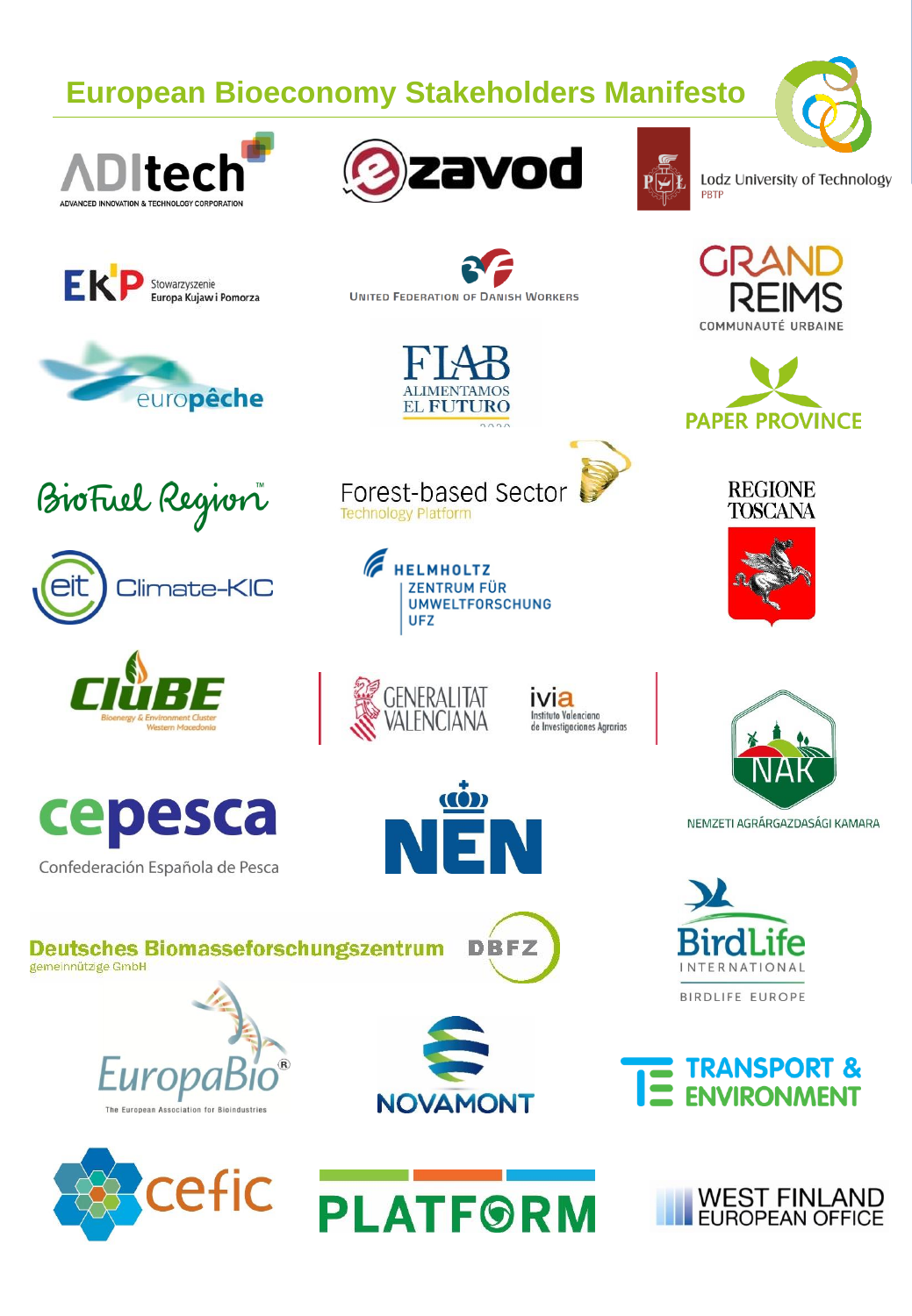# European Bioeconomy Stakeholders Manifesto

ADItech
ADVANCED INNOVATION & TECHNOLOGY CORPORATION

ezavod

Lodz University of Technology
PBTP

EKP Stowarzyszenie Europa Kujaw i Pomorza

United Federation of Danish Workers

GRAND REIMS
COMMUNAUTÉ URBAINE

europêche

FIAB
ALIMENTAMOS EL FUTURO

PAPER PROVINCE

BioFuel Region™

Forest-based Sector
Technology Platform

REGIONE TOSCANA

eit Climate-KIC

HELMHOLTZ
ZENTRUM FÜR UMWELTFORSCHUNG
UFZ

CluBE
Bioenergy & Environment Cluster
Western Macedonia

GENERALITAT VALENCIANA

ivia
Instituto Valenciano de Investigaciones Agrarias

NAK
NEMZETI AGRÁRGAZDASÁGI KAMARA

cepesca
Confederación Española de Pesca

NEN

Deutsches Biomasseforschungszentrum
gemeinnützige GmbH
DBFZ

BirdLife
INTERNATIONAL
BIRDLIFE EUROPE

EuropaBio®
The European Association for Bioindustries

NOVAMONT

TRANSPORT & ENVIRONMENT

cefic

PLATFORM

WEST FINLAND
EUROPEAN OFFICE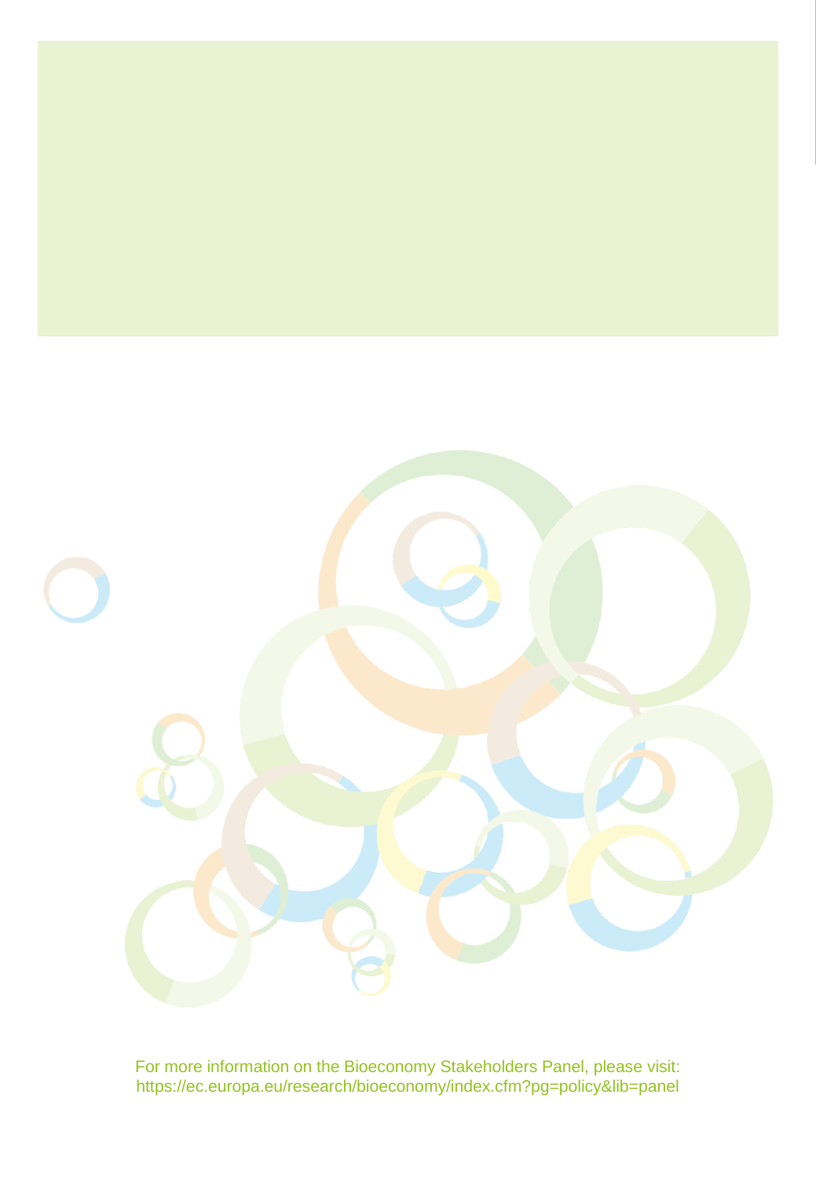For more information on the Bioeconomy Stakeholders Panel, please visit:
https://ec.europa.eu/research/bioeconomy/index.cfm?pg=policy&lib=panel